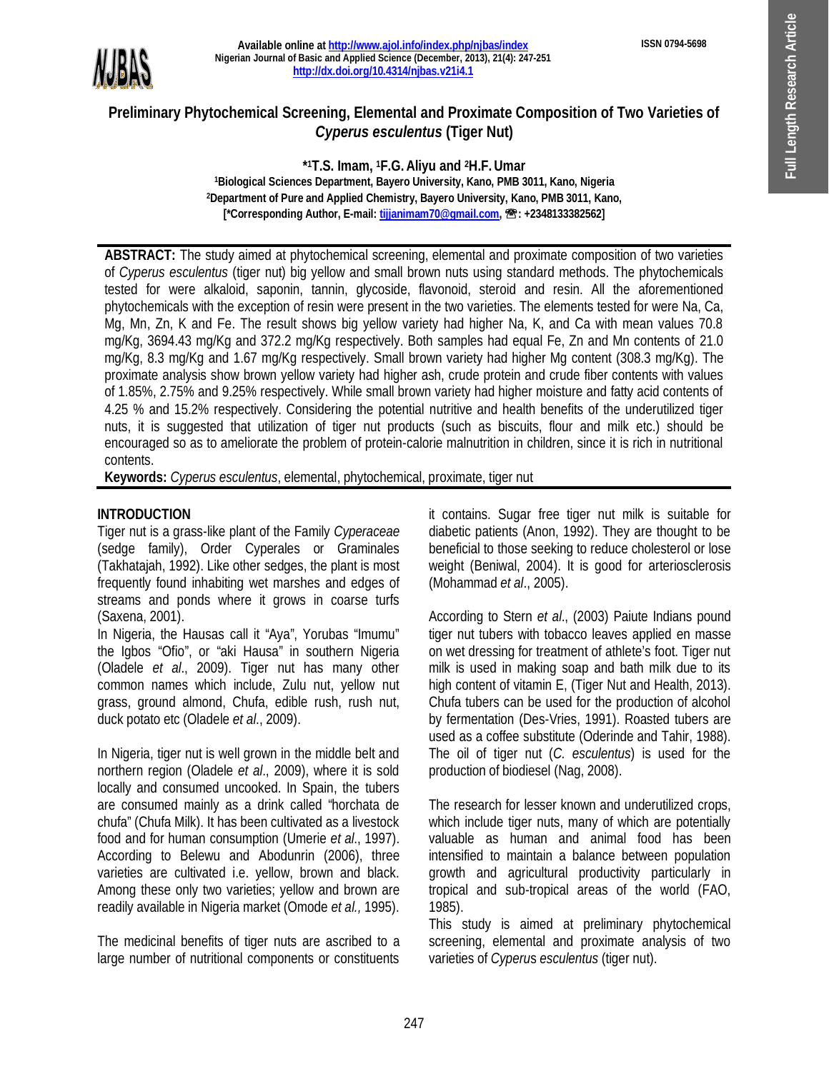# Preliminary Phytochemical Screening, Elemental and Proximate Composition of Two Varieties of *Cyperus esculentus* (Tiger Nut)

**[*1]T.S. Imam, [1]F.G. Aliyu and [2]H.F. Umar**

[1]Biological Sciences Department, Bayero University, Kano, PMB 3011, Kano, Nigeria
[2]Department of Pure and Applied Chemistry, Bayero University, Kano, PMB 3011, Kano,
[*Corresponding Author, E-mail: tijjanimam70@gmail.com, ☎: +2348133382562]

**ABSTRACT:** The study aimed at phytochemical screening, elemental and proximate composition of two varieties of *Cyperus esculentus* (tiger nut) big yellow and small brown nuts using standard methods. The phytochemicals tested for were alkaloid, saponin, tannin, glycoside, flavonoid, steroid and resin. All the aforementioned phytochemicals with the exception of resin were present in the two varieties. The elements tested for were Na, Ca, Mg, Mn, Zn, K and Fe. The result shows big yellow variety had higher Na, K, and Ca with mean values 70.8 mg/Kg, 3694.43 mg/Kg and 372.2 mg/Kg respectively. Both samples had equal Fe, Zn and Mn contents of 21.0 mg/Kg, 8.3 mg/Kg and 1.67 mg/Kg respectively. Small brown variety had higher Mg content (308.3 mg/Kg). The proximate analysis show brown yellow variety had higher ash, crude protein and crude fiber contents with values of 1.85%, 2.75% and 9.25% respectively. While small brown variety had higher moisture and fatty acid contents of 4.25 % and 15.2% respectively. Considering the potential nutritive and health benefits of the underutilized tiger nuts, it is suggested that utilization of tiger nut products (such as biscuits, flour and milk etc.) should be encouraged so as to ameliorate the problem of protein-calorie malnutrition in children, since it is rich in nutritional contents.

**Keywords:** *Cyperus esculentus*, elemental, phytochemical, proximate, tiger nut

## INTRODUCTION

Tiger nut is a grass-like plant of the Family *Cyperaceae* (sedge family), Order Cyperales or Graminales (Takhatajah, 1992). Like other sedges, the plant is most frequently found inhabiting wet marshes and edges of streams and ponds where it grows in coarse turfs (Saxena, 2001).

In Nigeria, the Hausas call it "Aya", Yorubas "Imumu" the Igbos "Ofio", or "aki Hausa" in southern Nigeria (Oladele *et al*., 2009). Tiger nut has many other common names which include, Zulu nut, yellow nut grass, ground almond, Chufa, edible rush, rush nut, duck potato etc (Oladele *et al*., 2009).

In Nigeria, tiger nut is well grown in the middle belt and northern region (Oladele *et al*., 2009), where it is sold locally and consumed uncooked. In Spain, the tubers are consumed mainly as a drink called "horchata de chufa" (Chufa Milk). It has been cultivated as a livestock food and for human consumption (Umerie *et al*., 1997). According to Belewu and Abodunrin (2006), three varieties are cultivated i.e. yellow, brown and black. Among these only two varieties; yellow and brown are readily available in Nigeria market (Omode *et al.,* 1995).

The medicinal benefits of tiger nuts are ascribed to a large number of nutritional components or constituents it contains. Sugar free tiger nut milk is suitable for diabetic patients (Anon, 1992). They are thought to be beneficial to those seeking to reduce cholesterol or lose weight (Beniwal, 2004). It is good for arteriosclerosis (Mohammad *et al*., 2005).

According to Stern *et al*., (2003) Paiute Indians pound tiger nut tubers with tobacco leaves applied en masse on wet dressing for treatment of athlete's foot. Tiger nut milk is used in making soap and bath milk due to its high content of vitamin E, (Tiger Nut and Health, 2013). Chufa tubers can be used for the production of alcohol by fermentation (Des-Vries, 1991). Roasted tubers are used as a coffee substitute (Oderinde and Tahir, 1988). The oil of tiger nut (*C. esculentus*) is used for the production of biodiesel (Nag, 2008).

The research for lesser known and underutilized crops, which include tiger nuts, many of which are potentially valuable as human and animal food has been intensified to maintain a balance between population growth and agricultural productivity particularly in tropical and sub-tropical areas of the world (FAO, 1985).

This study is aimed at preliminary phytochemical screening, elemental and proximate analysis of two varieties of *Cyperus esculentus* (tiger nut).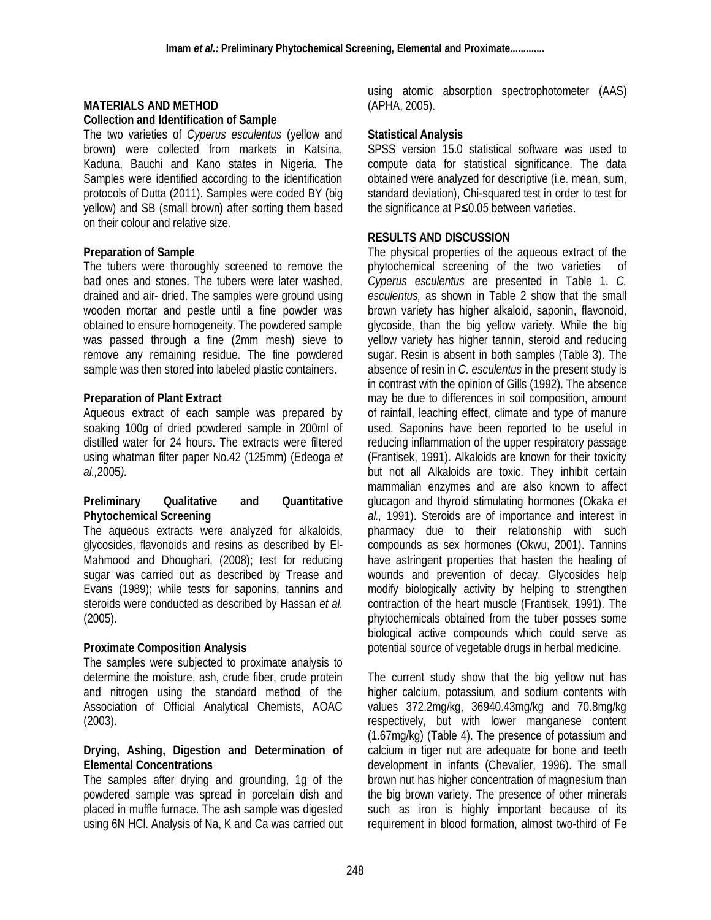## MATERIALS AND METHOD

### Collection and Identification of Sample

The two varieties of *Cyperus esculentus* (yellow and brown) were collected from markets in Katsina, Kaduna, Bauchi and Kano states in Nigeria. The Samples were identified according to the identification protocols of Dutta (2011). Samples were coded BY (big yellow) and SB (small brown) after sorting them based on their colour and relative size.

### Preparation of Sample

The tubers were thoroughly screened to remove the bad ones and stones. The tubers were later washed, drained and air- dried. The samples were ground using wooden mortar and pestle until a fine powder was obtained to ensure homogeneity. The powdered sample was passed through a fine (2mm mesh) sieve to remove any remaining residue. The fine powdered sample was then stored into labeled plastic containers.

### Preparation of Plant Extract

Aqueous extract of each sample was prepared by soaking 100g of dried powdered sample in 200ml of distilled water for 24 hours. The extracts were filtered using whatman filter paper No.42 (125mm) (Edeoga *et al.,*2005*).*

### Preliminary Qualitative and Quantitative Phytochemical Screening

The aqueous extracts were analyzed for alkaloids, glycosides, flavonoids and resins as described by El-Mahmood and Dhoughari, (2008); test for reducing sugar was carried out as described by Trease and Evans (1989); while tests for saponins, tannins and steroids were conducted as described by Hassan *et al.* (2005).

### Proximate Composition Analysis

The samples were subjected to proximate analysis to determine the moisture, ash, crude fiber, crude protein and nitrogen using the standard method of the Association of Official Analytical Chemists, AOAC (2003).

### Drying, Ashing, Digestion and Determination of Elemental Concentrations

The samples after drying and grounding, 1g of the powdered sample was spread in porcelain dish and placed in muffle furnace. The ash sample was digested using 6N HCl. Analysis of Na, K and Ca was carried out using atomic absorption spectrophotometer (AAS) (APHA, 2005).

### Statistical Analysis

SPSS version 15.0 statistical software was used to compute data for statistical significance. The data obtained were analyzed for descriptive (i.e. mean, sum, standard deviation), Chi-squared test in order to test for the significance at $P \leq 0.05$ between varieties.

## RESULTS AND DISCUSSION

The physical properties of the aqueous extract of the phytochemical screening of the two varieties of *Cyperus esculentus* are presented in Table 1. *C. esculentus,* as shown in Table 2 show that the small brown variety has higher alkaloid, saponin, flavonoid, glycoside, than the big yellow variety. While the big yellow variety has higher tannin, steroid and reducing sugar. Resin is absent in both samples (Table 3). The absence of resin in *C. esculentus* in the present study is in contrast with the opinion of Gills (1992). The absence may be due to differences in soil composition, amount of rainfall, leaching effect, climate and type of manure used. Saponins have been reported to be useful in reducing inflammation of the upper respiratory passage (Frantisek, 1991). Alkaloids are known for their toxicity but not all Alkaloids are toxic. They inhibit certain mammalian enzymes and are also known to affect glucagon and thyroid stimulating hormones (Okaka *et al.,* 1991). Steroids are of importance and interest in pharmacy due to their relationship with such compounds as sex hormones (Okwu, 2001). Tannins have astringent properties that hasten the healing of wounds and prevention of decay. Glycosides help modify biologically activity by helping to strengthen contraction of the heart muscle (Frantisek, 1991). The phytochemicals obtained from the tuber posses some biological active compounds which could serve as potential source of vegetable drugs in herbal medicine.

The current study show that the big yellow nut has higher calcium, potassium, and sodium contents with values 372.2mg/kg, 36940.43mg/kg and 70.8mg/kg respectively, but with lower manganese content (1.67mg/kg) (Table 4). The presence of potassium and calcium in tiger nut are adequate for bone and teeth development in infants (Chevalier, 1996). The small brown nut has higher concentration of magnesium than the big brown variety. The presence of other minerals such as iron is highly important because of its requirement in blood formation, almost two-third of Fe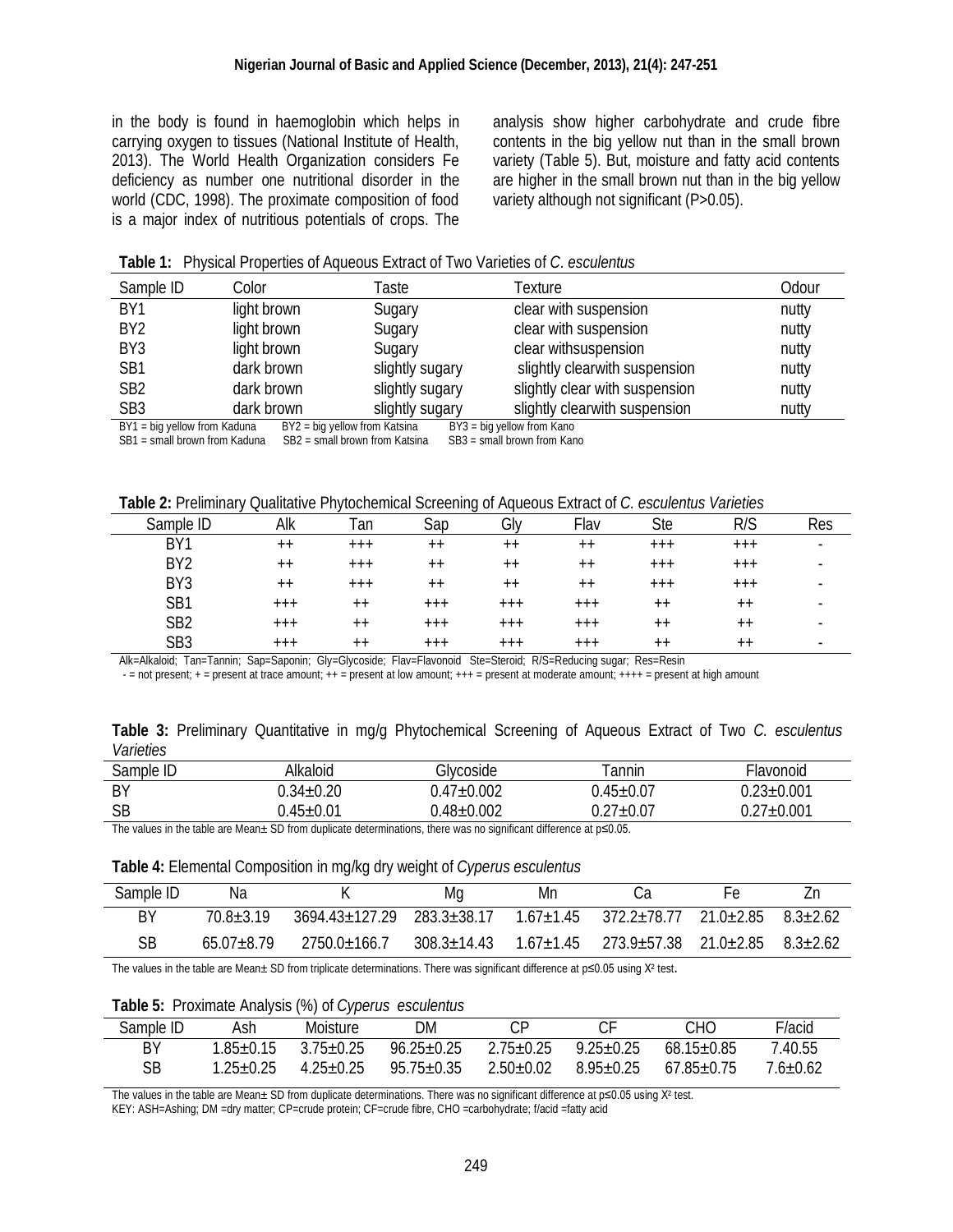in the body is found in haemoglobin which helps in carrying oxygen to tissues (National Institute of Health, 2013). The World Health Organization considers Fe deficiency as number one nutritional disorder in the world (CDC, 1998). The proximate composition of food is a major index of nutritious potentials of crops. The analysis show higher carbohydrate and crude fibre contents in the big yellow nut than in the small brown variety (Table 5). But, moisture and fatty acid contents are higher in the small brown nut than in the big yellow variety although not significant (P>0.05).

**Table 1:** Physical Properties of Aqueous Extract of Two Varieties of *C. esculentus*

| Sample ID | Color | Taste | Texture | Odour |
|---|---|---|---|---|
| BY1 | light brown | Sugary | clear with suspension | nutty |
| BY2 | light brown | Sugary | clear with suspension | nutty |
| BY3 | light brown | Sugary | clear withsuspension | nutty |
| SB1 | dark brown | slightly sugary | slightly clearwith suspension | nutty |
| SB2 | dark brown | slightly sugary | slightly clear with suspension | nutty |
| SB3 | dark brown | slightly sugary | slightly clearwith suspension | nutty |

BY1 = big yellow from Kaduna BY2 = big yellow from Katsina BY3 = big yellow from Kano
SB1 = small brown from Kaduna SB2 = small brown from Katsina SB3 = small brown from Kano

**Table 2:** Preliminary Qualitative Phytochemical Screening of Aqueous Extract of *C. esculentus Varieties*

| Sample ID | Alk | Tan | Sap | Gly | Flav | Ste | R/S | Res |
|---|---|---|---|---|---|---|---|---|
| BY1 | ++ | +++ | ++ | ++ | ++ | +++ | +++ | - |
| BY2 | ++ | +++ | ++ | ++ | ++ | +++ | +++ | - |
| BY3 | ++ | +++ | ++ | ++ | ++ | +++ | +++ | - |
| SB1 | +++ | ++ | +++ | +++ | +++ | ++ | ++ | - |
| SB2 | +++ | ++ | +++ | +++ | +++ | ++ | ++ | - |
| SB3 | +++ | ++ | +++ | +++ | +++ | ++ | ++ | - |

Alk=Alkaloid; Tan=Tannin; Sap=Saponin; Gly=Glycoside; Flav=Flavonoid Ste=Steroid; R/S=Reducing sugar; Res=Resin
- = not present; + = present at trace amount; ++ = present at low amount; +++ = present at moderate amount; ++++ = present at high amount

**Table 3:** Preliminary Quantitative in mg/g Phytochemical Screening of Aqueous Extract of Two *C. esculentus Varieties*

| Sample ID | Alkaloid | Glycoside | Tannin | Flavonoid |
|---|---|---|---|---|
| BY | 0.34±0.20 | 0.47±0.002 | 0.45±0.07 | 0.23±0.001 |
| SB | 0.45±0.01 | 0.48±0.002 | 0.27±0.07 | 0.27±0.001 |

The values in the table are Mean± SD from duplicate determinations, there was no significant difference at p≤0.05.

**Table 4:** Elemental Composition in mg/kg dry weight of *Cyperus esculentus*

| Sample ID | Na | K | Mg | Mn | Ca | Fe | Zn |
|---|---|---|---|---|---|---|---|
| BY | 70.8±3.19 | 3694.43±127.29 | 283.3±38.17 | 1.67±1.45 | 372.2±78.77 | 21.0±2.85 | 8.3±2.62 |
| SB | 65.07±8.79 | 2750.0±166.7 | 308.3±14.43 | 1.67±1.45 | 273.9±57.38 | 21.0±2.85 | 8.3±2.62 |

The values in the table are Mean± SD from triplicate determinations. There was significant difference at p≤0.05 using $X^2$ test.

**Table 5:** Proximate Analysis (%) of *Cyperus esculentus*

| Sample ID | Ash | Moisture | DM | CP | CF | CHO | F/acid |
|---|---|---|---|---|---|---|---|
| BY | 1.85±0.15 | 3.75±0.25 | 96.25±0.25 | 2.75±0.25 | 9.25±0.25 | 68.15±0.85 | 7.40.55 |
| SB | 1.25±0.25 | 4.25±0.25 | 95.75±0.35 | 2.50±0.02 | 8.95±0.25 | 67.85±0.75 | 7.6±0.62 |

The values in the table are Mean± SD from duplicate determinations. There was no significant difference at p≤0.05 using $X^2$ test.
KEY: ASH=Ashing; DM =dry matter; CP=crude protein; CF=crude fibre, CHO =carbohydrate; f/acid =fatty acid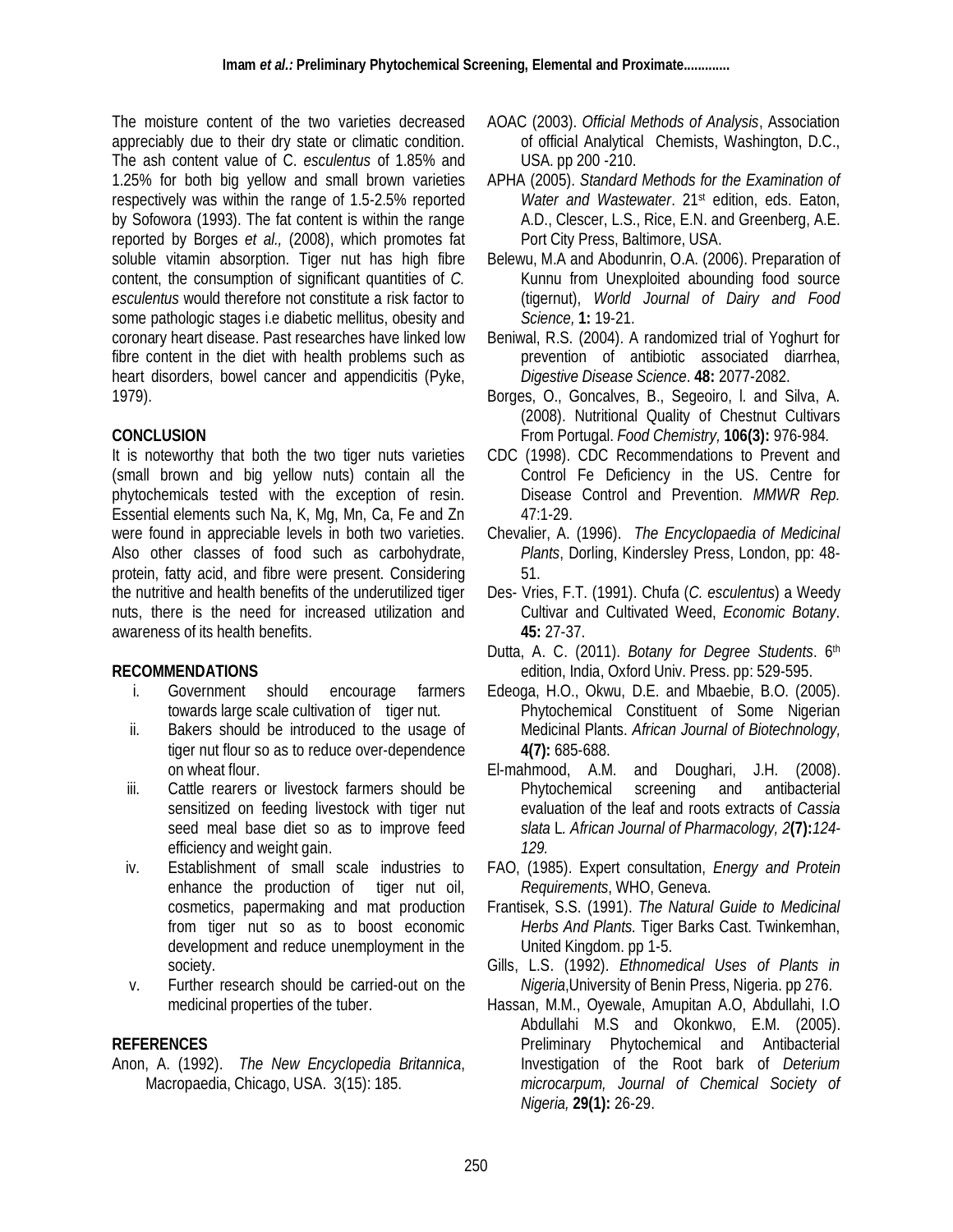The moisture content of the two varieties decreased appreciably due to their dry state or climatic condition. The ash content value of C. *esculentus* of 1.85% and 1.25% for both big yellow and small brown varieties respectively was within the range of 1.5-2.5% reported by Sofowora (1993). The fat content is within the range reported by Borges *et al.,* (2008), which promotes fat soluble vitamin absorption. Tiger nut has high fibre content, the consumption of significant quantities of *C. esculentus* would therefore not constitute a risk factor to some pathologic stages i.e diabetic mellitus, obesity and coronary heart disease. Past researches have linked low fibre content in the diet with health problems such as heart disorders, bowel cancer and appendicitis (Pyke, 1979).

## CONCLUSION

It is noteworthy that both the two tiger nuts varieties (small brown and big yellow nuts) contain all the phytochemicals tested with the exception of resin. Essential elements such Na, K, Mg, Mn, Ca, Fe and Zn were found in appreciable levels in both two varieties. Also other classes of food such as carbohydrate, protein, fatty acid, and fibre were present. Considering the nutritive and health benefits of the underutilized tiger nuts, there is the need for increased utilization and awareness of its health benefits.

## RECOMMENDATIONS

i. Government should encourage farmers towards large scale cultivation of tiger nut.
ii. Bakers should be introduced to the usage of tiger nut flour so as to reduce over-dependence on wheat flour.
iii. Cattle rearers or livestock farmers should be sensitized on feeding livestock with tiger nut seed meal base diet so as to improve feed efficiency and weight gain.
iv. Establishment of small scale industries to enhance the production of tiger nut oil, cosmetics, papermaking and mat production from tiger nut so as to boost economic development and reduce unemployment in the society.
v. Further research should be carried-out on the medicinal properties of the tuber.

## REFERENCES

Anon, A. (1992). *The New Encyclopedia Britannica*, Macropaedia, Chicago, USA. 3(15): 185.

AOAC (2003). *Official Methods of Analysis*, Association of official Analytical Chemists, Washington, D.C., USA. pp 200 -210.

APHA (2005). *Standard Methods for the Examination of Water and Wastewater*. 21st edition, eds. Eaton, A.D., Clescer, L.S., Rice, E.N. and Greenberg, A.E. Port City Press, Baltimore, USA.

Belewu, M.A and Abodunrin, O.A. (2006). Preparation of Kunnu from Unexploited abounding food source (tigernut), *World Journal of Dairy and Food Science,* **1:** 19-21.

Beniwal, R.S. (2004). A randomized trial of Yoghurt for prevention of antibiotic associated diarrhea, *Digestive Disease Science*. **48:** 2077-2082.

Borges, O., Goncalves, B., Segeoiro, l. and Silva, A. (2008). Nutritional Quality of Chestnut Cultivars From Portugal. *Food Chemistry,* **106(3):** 976-984.

CDC (1998). CDC Recommendations to Prevent and Control Fe Deficiency in the US. Centre for Disease Control and Prevention. *MMWR Rep.* 47:1-29.

Chevalier, A. (1996). *The Encyclopaedia of Medicinal Plants*, Dorling, Kindersley Press, London, pp: 48-51.

Des- Vries, F.T. (1991). Chufa (*C. esculentus*) a Weedy Cultivar and Cultivated Weed, *Economic Botany*. **45:** 27-37.

Dutta, A. C. (2011). *Botany for Degree Students*. 6th edition, India, Oxford Univ. Press. pp: 529-595.

Edeoga, H.O., Okwu, D.E. and Mbaebie, B.O. (2005). Phytochemical Constituent of Some Nigerian Medicinal Plants. *African Journal of Biotechnology,* **4(7):** 685-688.

El-mahmood, A.M. and Doughari, J.H. (2008). Phytochemical screening and antibacterial evaluation of the leaf and roots extracts of *Cassia slata* L. *African Journal of Pharmacology, 2***(7):***124-129.*

FAO, (1985). Expert consultation, *Energy and Protein Requirements*, WHO, Geneva.

Frantisek, S.S. (1991). *The Natural Guide to Medicinal Herbs And Plants.* Tiger Barks Cast. Twinkemhan, United Kingdom. pp 1-5.

Gills, L.S. (1992). *Ethnomedical Uses of Plants in Nigeria*,University of Benin Press, Nigeria. pp 276.

Hassan, M.M., Oyewale, Amupitan A.O, Abdullahi, I.O Abdullahi M.S and Okonkwo, E.M. (2005). Preliminary Phytochemical and Antibacterial Investigation of the Root bark of *Deterium microcarpum, Journal of Chemical Society of Nigeria,* **29(1):** 26-29.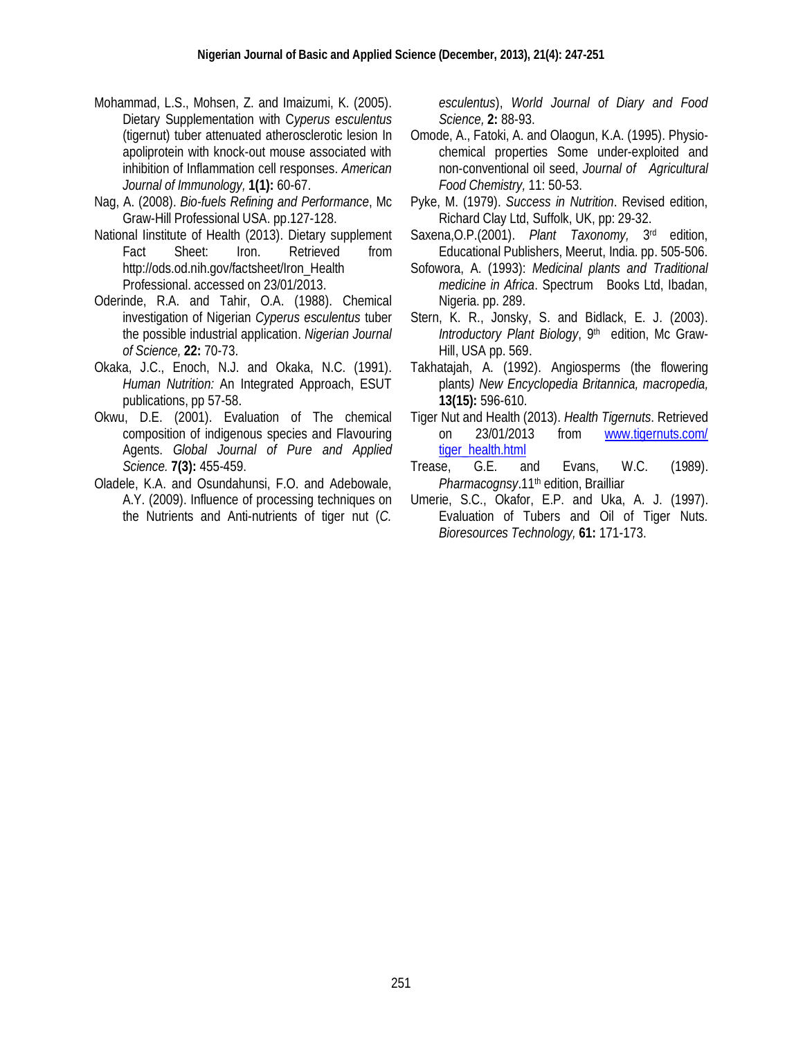Mohammad, L.S., Mohsen, Z. and Imaizumi, K. (2005). Dietary Supplementation with C*yperus esculentus* (tigernut) tuber attenuated atherosclerotic lesion In apoliprotein with knock-out mouse associated with inhibition of Inflammation cell responses. *American Journal of Immunology,* **1(1):** 60-67.

Nag, A. (2008). *Bio-fuels Refining and Performance*, Mc Graw-Hill Professional USA. pp.127-128.

National Iinstitute of Health (2013). Dietary supplement Fact Sheet: Iron. Retrieved from http://ods.od.nih.gov/factsheet/Iron_Health Professional. accessed on 23/01/2013.

Oderinde, R.A. and Tahir, O.A. (1988). Chemical investigation of Nigerian *Cyperus esculentus* tuber the possible industrial application. *Nigerian Journal of Science,* **22:** 70-73.

Okaka, J.C., Enoch, N.J. and Okaka, N.C. (1991). *Human Nutrition:* An Integrated Approach, ESUT publications, pp 57-58.

Okwu, D.E. (2001). Evaluation of The chemical composition of indigenous species and Flavouring Agents. *Global Journal of Pure and Applied Science.* **7(3):** 455-459.

Oladele, K.A. and Osundahunsi, F.O. and Adebowale, A.Y. (2009). Influence of processing techniques on the Nutrients and Anti-nutrients of tiger nut (*C. esculentus*), *World Journal of Diary and Food Science,* **2:** 88-93.

Omode, A., Fatoki, A. and Olaogun, K.A. (1995). Physio-chemical properties Some under-exploited and non-conventional oil seed, *Journal of Agricultural Food Chemistry,* 11: 50-53.

Pyke, M. (1979). *Success in Nutrition*. Revised edition, Richard Clay Ltd, Suffolk, UK, pp: 29-32.

Saxena,O.P.(2001). *Plant Taxonomy,* 3rd edition, Educational Publishers, Meerut, India. pp. 505-506.

Sofowora, A. (1993): *Medicinal plants and Traditional medicine in Africa*. Spectrum Books Ltd, Ibadan, Nigeria. pp. 289.

Stern, K. R., Jonsky, S. and Bidlack, E. J. (2003). *Introductory Plant Biology*, 9th edition, Mc Graw-Hill, USA pp. 569.

Takhatajah, A. (1992). Angiosperms (the flowering plants*) New Encyclopedia Britannica, macropedia,* **13(15):** 596-610.

Tiger Nut and Health (2013). *Health Tigernuts*. Retrieved on 23/01/2013 from www.tigernuts.com/tiger_health.html

Trease, G.E. and Evans, W.C. (1989). *Pharmacognsy*.11th edition, Brailliar

Umerie, S.C., Okafor, E.P. and Uka, A. J. (1997). Evaluation of Tubers and Oil of Tiger Nuts. *Bioresources Technology,* **61:** 171-173.